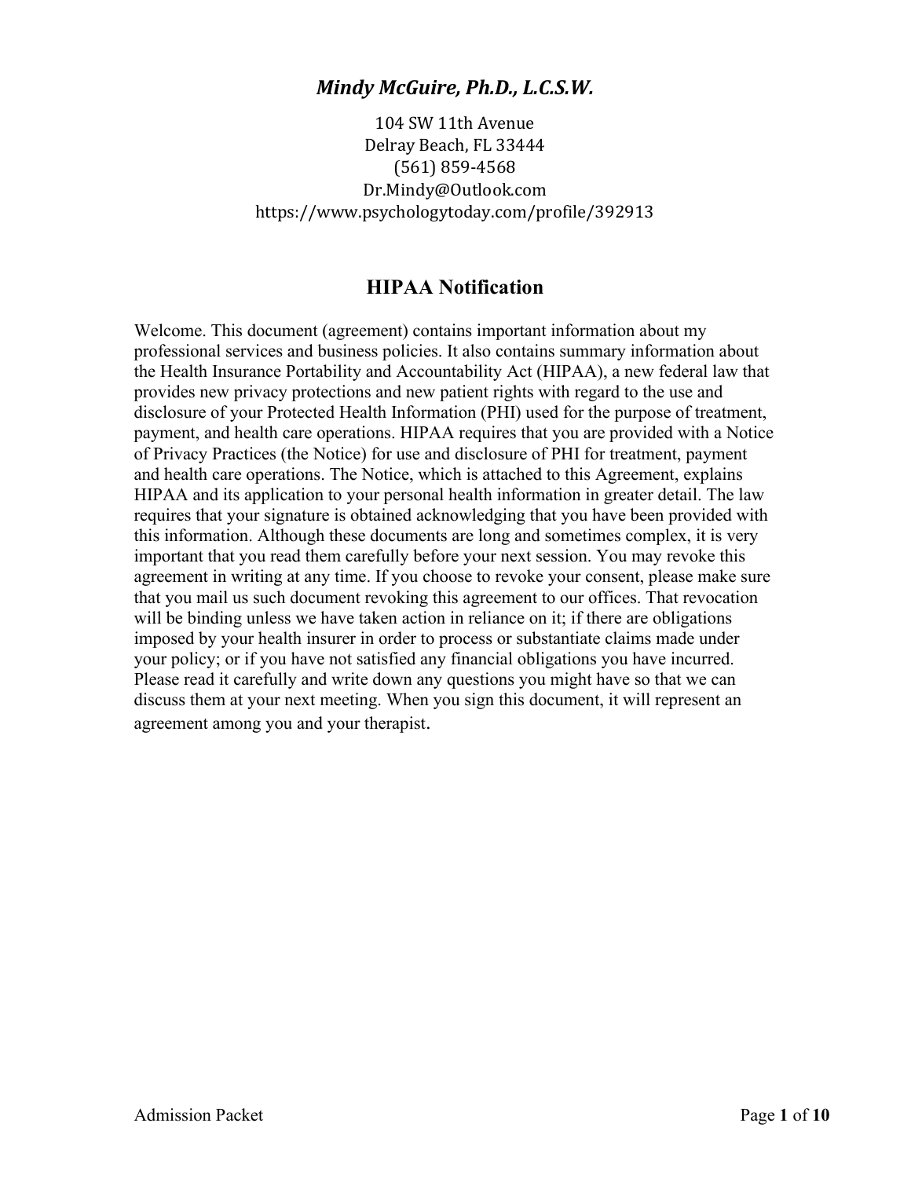***Mindy McGuire, Ph.D., L.C.S.W.***

104 SW 11th Avenue
Delray Beach, FL 33444
(561) 859-4568
Dr.Mindy@Outlook.com
https://www.psychologytoday.com/profile/392913

# HIPAA Notification

Welcome. This document (agreement) contains important information about my professional services and business policies. It also contains summary information about the Health Insurance Portability and Accountability Act (HIPAA), a new federal law that provides new privacy protections and new patient rights with regard to the use and disclosure of your Protected Health Information (PHI) used for the purpose of treatment, payment, and health care operations. HIPAA requires that you are provided with a Notice of Privacy Practices (the Notice) for use and disclosure of PHI for treatment, payment and health care operations. The Notice, which is attached to this Agreement, explains HIPAA and its application to your personal health information in greater detail. The law requires that your signature is obtained acknowledging that you have been provided with this information. Although these documents are long and sometimes complex, it is very important that you read them carefully before your next session. You may revoke this agreement in writing at any time. If you choose to revoke your consent, please make sure that you mail us such document revoking this agreement to our offices. That revocation will be binding unless we have taken action in reliance on it; if there are obligations imposed by your health insurer in order to process or substantiate claims made under your policy; or if you have not satisfied any financial obligations you have incurred. Please read it carefully and write down any questions you might have so that we can discuss them at your next meeting. When you sign this document, it will represent an agreement among you and your therapist.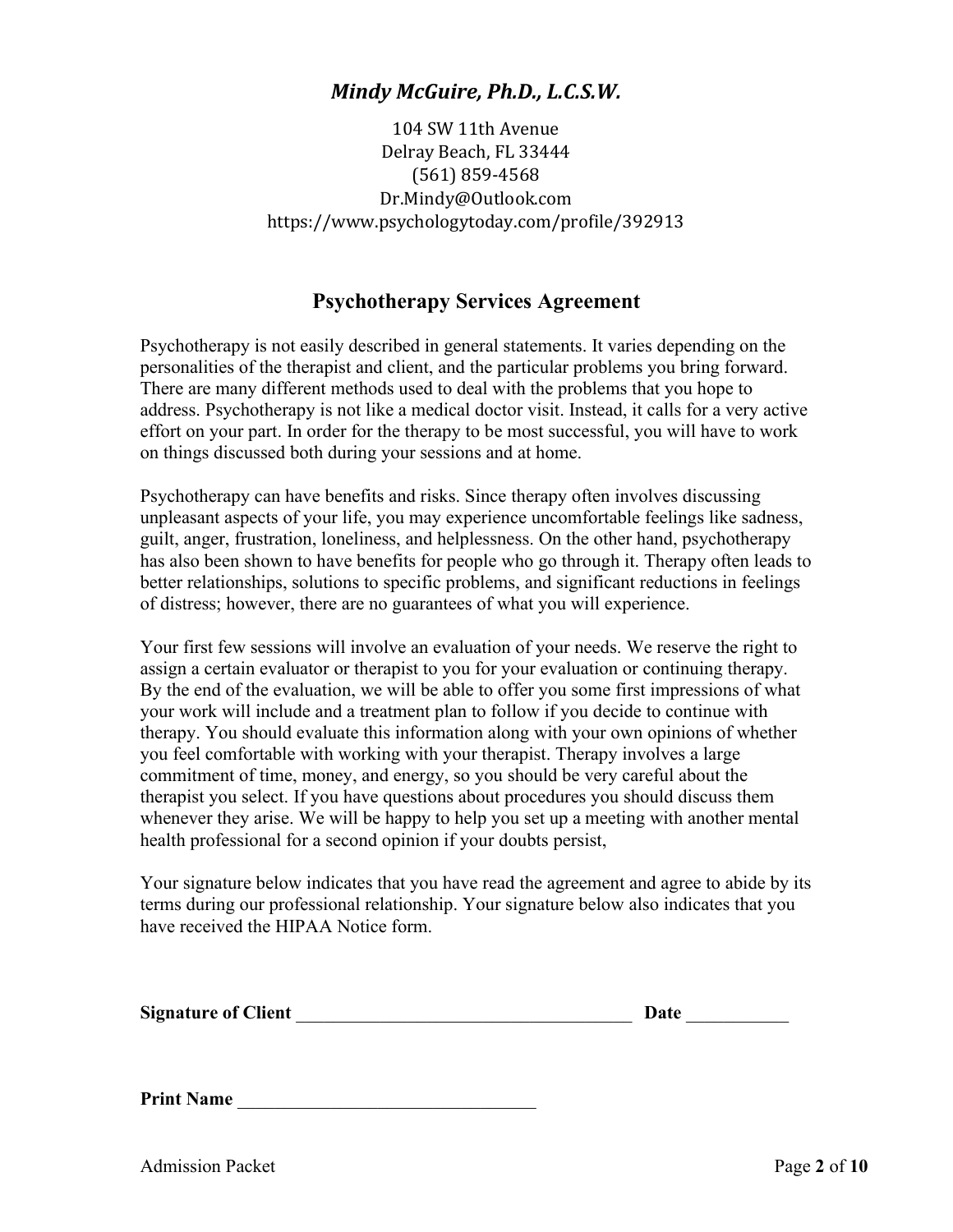## *Mindy McGuire, Ph.D., L.C.S.W.*

104 SW 11th Avenue
Delray Beach, FL 33444
(561) 859-4568
Dr.Mindy@Outlook.com
https://www.psychologytoday.com/profile/392913

# Psychotherapy Services Agreement

Psychotherapy is not easily described in general statements. It varies depending on the personalities of the therapist and client, and the particular problems you bring forward. There are many different methods used to deal with the problems that you hope to address. Psychotherapy is not like a medical doctor visit. Instead, it calls for a very active effort on your part. In order for the therapy to be most successful, you will have to work on things discussed both during your sessions and at home.

Psychotherapy can have benefits and risks. Since therapy often involves discussing unpleasant aspects of your life, you may experience uncomfortable feelings like sadness, guilt, anger, frustration, loneliness, and helplessness. On the other hand, psychotherapy has also been shown to have benefits for people who go through it. Therapy often leads to better relationships, solutions to specific problems, and significant reductions in feelings of distress; however, there are no guarantees of what you will experience.

Your first few sessions will involve an evaluation of your needs. We reserve the right to assign a certain evaluator or therapist to you for your evaluation or continuing therapy. By the end of the evaluation, we will be able to offer you some first impressions of what your work will include and a treatment plan to follow if you decide to continue with therapy. You should evaluate this information along with your own opinions of whether you feel comfortable with working with your therapist. Therapy involves a large commitment of time, money, and energy, so you should be very careful about the therapist you select. If you have questions about procedures you should discuss them whenever they arise. We will be happy to help you set up a meeting with another mental health professional for a second opinion if your doubts persist,

Your signature below indicates that you have read the agreement and agree to abide by its terms during our professional relationship. Your signature below also indicates that you have received the HIPAA Notice form.

**Signature of Client** ____________________________________ **Date** ___________

**Print Name** _______________________________

Admission Packet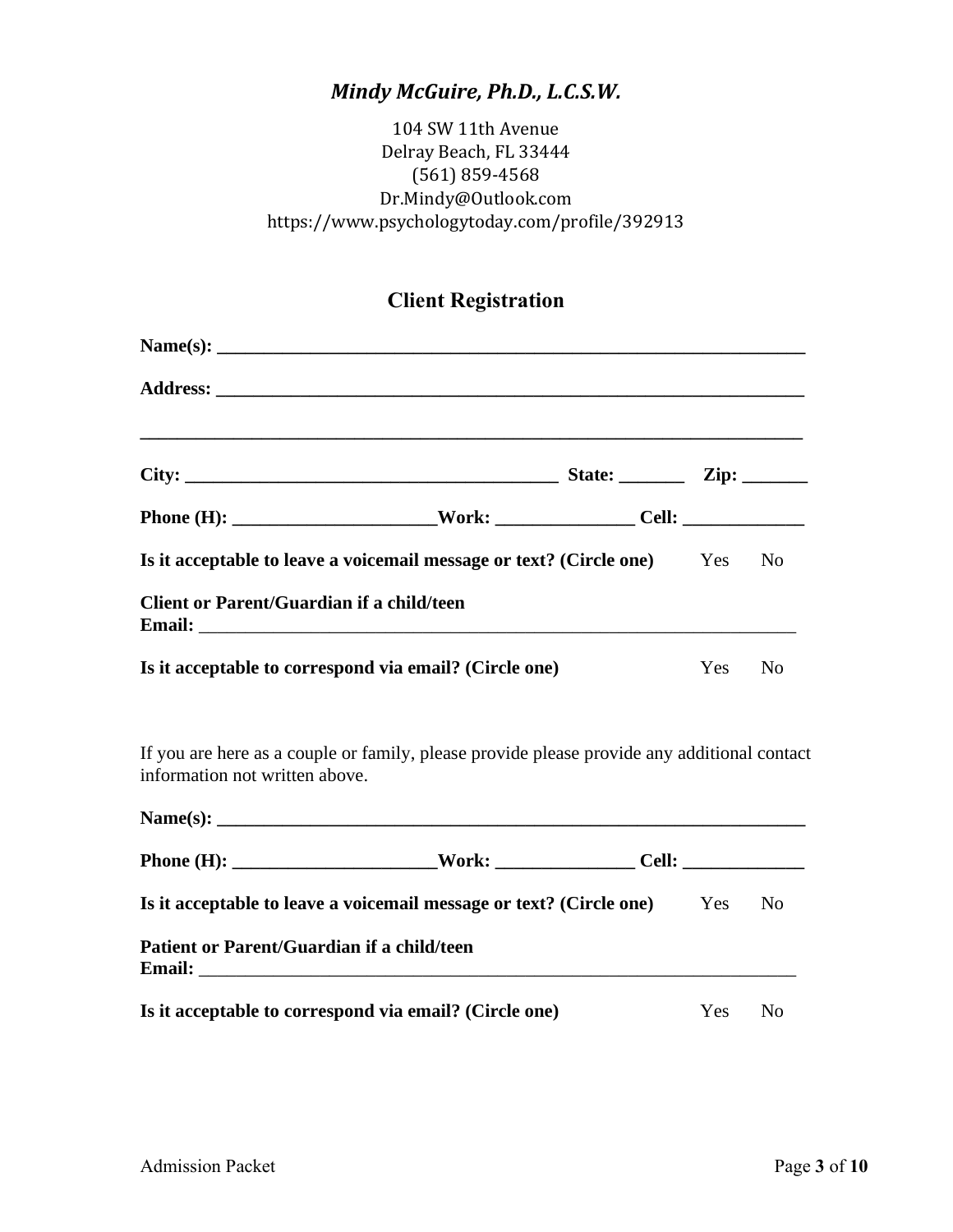***Mindy McGuire, Ph.D., L.C.S.W.***

104 SW 11th Avenue
Delray Beach, FL 33444
(561) 859-4568
Dr.Mindy@Outlook.com
https://www.psychologytoday.com/profile/392913

## Client Registration

**Name(s): ____________________________________________________________________**

**Address: ____________________________________________________________________**

**______________________________________________________________________________**

**City: ________________________________________ State: _______ Zip: _______**

**Phone (H): ______________________Work: _______________ Cell: _____________**

**Is it acceptable to leave a voicemail message or text? (Circle one)** Yes No

**Client or Parent/Guardian if a child/teen**
**Email:** _________________________________________________________________

**Is it acceptable to correspond via email? (Circle one)** Yes No

If you are here as a couple or family, please provide please provide any additional contact information not written above.

**Name(s): ____________________________________________________________________**

**Phone (H): ______________________Work: _______________ Cell: _____________**

**Is it acceptable to leave a voicemail message or text? (Circle one)** Yes No

**Patient or Parent/Guardian if a child/teen**
**Email:** _________________________________________________________________

**Is it acceptable to correspond via email? (Circle one)** Yes No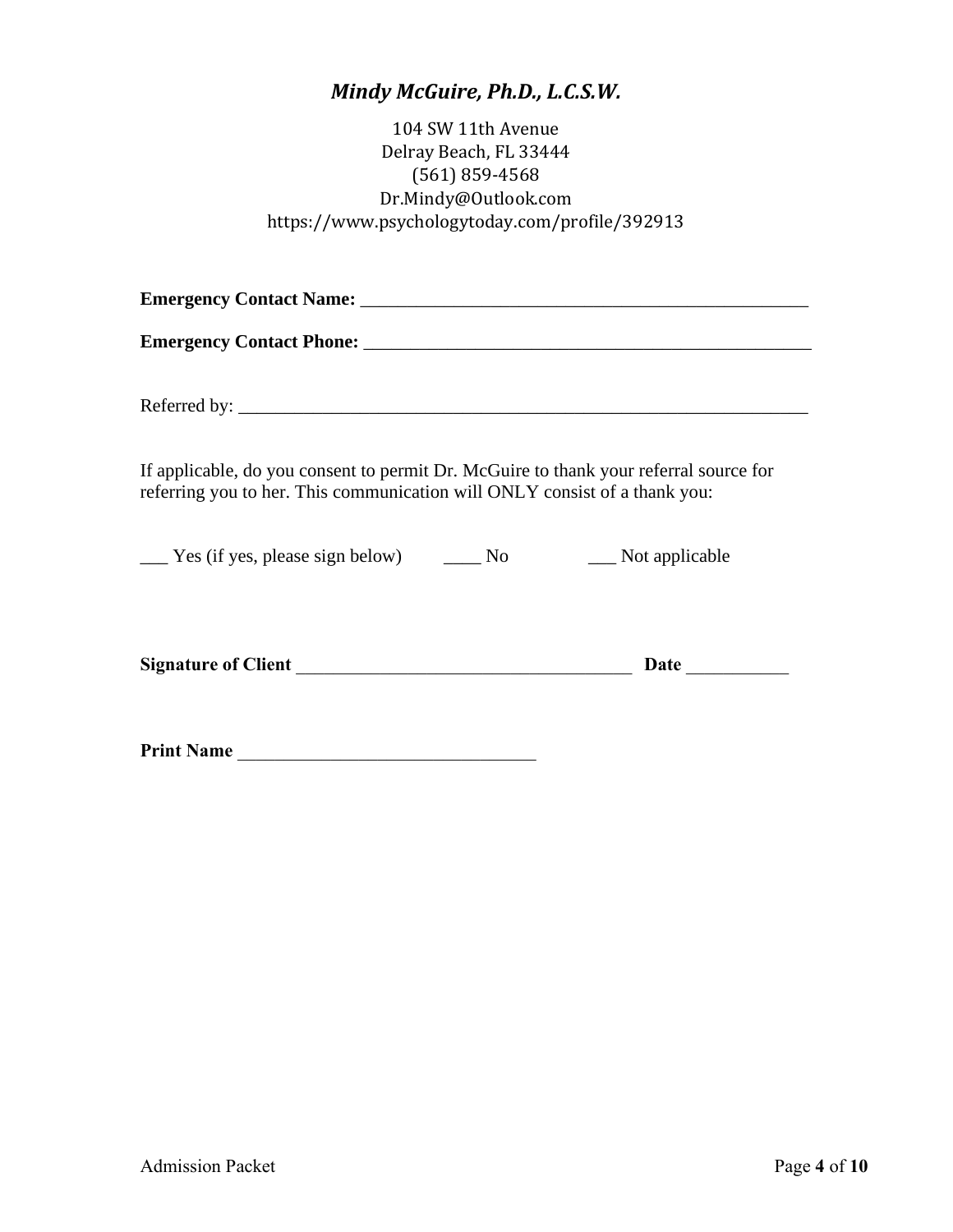## *Mindy McGuire, Ph.D., L.C.S.W.*

104 SW 11th Avenue
Delray Beach, FL 33444
(561) 859-4568
Dr.Mindy@Outlook.com
https://www.psychologytoday.com/profile/392913

**Emergency Contact Name:** ___________________________________________________

**Emergency Contact Phone:** ___________________________________________________

Referred by: _______________________________________________________________

If applicable, do you consent to permit Dr. McGuire to thank your referral source for referring you to her. This communication will ONLY consist of a thank you:

___ Yes (if yes, please sign below) ____ No ___ Not applicable

**Signature of Client** _____________________________________ **Date** ___________

**Print Name** ________________________________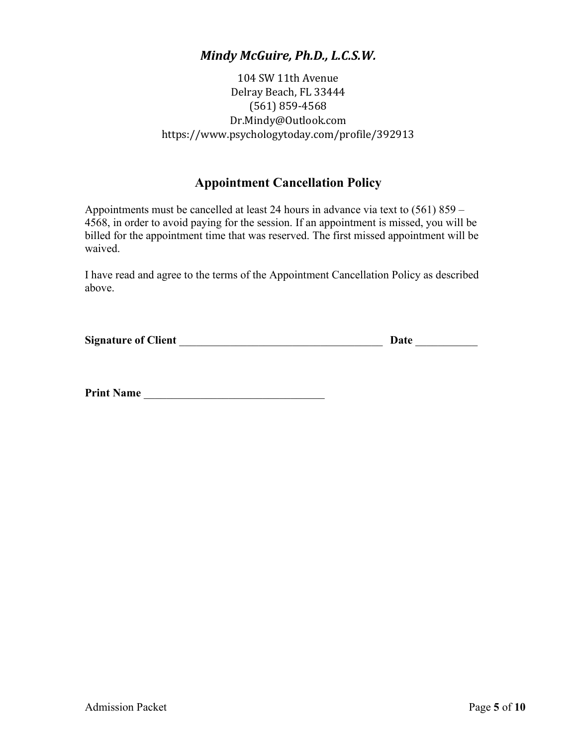*Mindy McGuire, Ph.D., L.C.S.W.*

104 SW 11th Avenue
Delray Beach, FL 33444
(561) 859-4568
Dr.Mindy@Outlook.com
https://www.psychologytoday.com/profile/392913

## Appointment Cancellation Policy

Appointments must be cancelled at least 24 hours in advance via text to (561) 859 – 4568, in order to avoid paying for the session. If an appointment is missed, you will be billed for the appointment time that was reserved. The first missed appointment will be waived.

I have read and agree to the terms of the Appointment Cancellation Policy as described above.

**Signature of Client** ____________________________________ **Date** ___________

**Print Name** ________________________________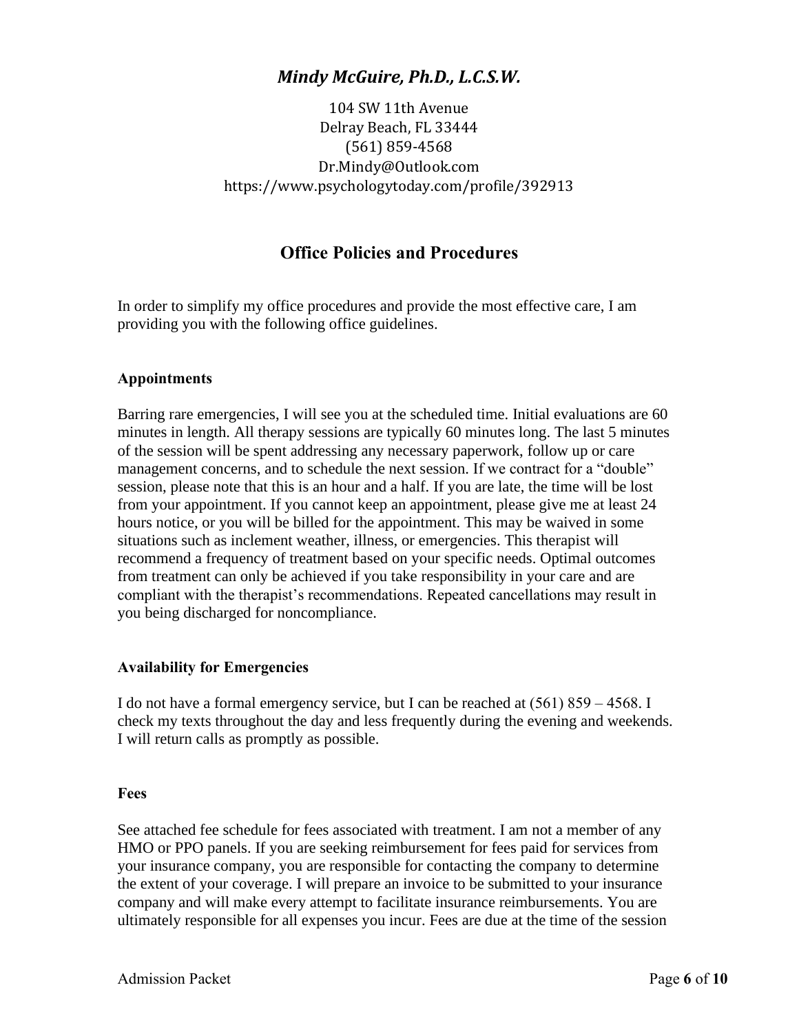# *Mindy McGuire, Ph.D., L.C.S.W.*

104 SW 11th Avenue
Delray Beach, FL 33444
(561) 859-4568
Dr.Mindy@Outlook.com
https://www.psychologytoday.com/profile/392913

## Office Policies and Procedures

In order to simplify my office procedures and provide the most effective care, I am providing you with the following office guidelines.

### Appointments

Barring rare emergencies, I will see you at the scheduled time. Initial evaluations are 60 minutes in length. All therapy sessions are typically 60 minutes long. The last 5 minutes of the session will be spent addressing any necessary paperwork, follow up or care management concerns, and to schedule the next session. If we contract for a "double" session, please note that this is an hour and a half. If you are late, the time will be lost from your appointment. If you cannot keep an appointment, please give me at least 24 hours notice, or you will be billed for the appointment. This may be waived in some situations such as inclement weather, illness, or emergencies. This therapist will recommend a frequency of treatment based on your specific needs. Optimal outcomes from treatment can only be achieved if you take responsibility in your care and are compliant with the therapist's recommendations. Repeated cancellations may result in you being discharged for noncompliance.

### Availability for Emergencies

I do not have a formal emergency service, but I can be reached at (561) 859 – 4568. I check my texts throughout the day and less frequently during the evening and weekends. I will return calls as promptly as possible.

### Fees

See attached fee schedule for fees associated with treatment. I am not a member of any HMO or PPO panels. If you are seeking reimbursement for fees paid for services from your insurance company, you are responsible for contacting the company to determine the extent of your coverage. I will prepare an invoice to be submitted to your insurance company and will make every attempt to facilitate insurance reimbursements. You are ultimately responsible for all expenses you incur. Fees are due at the time of the session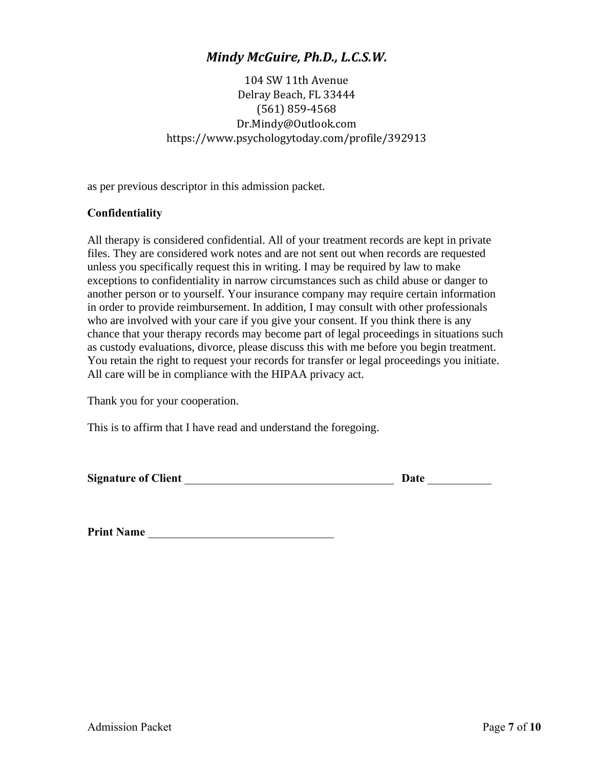# *Mindy McGuire, Ph.D., L.C.S.W.*

104 SW 11th Avenue
Delray Beach, FL 33444
(561) 859-4568
Dr.Mindy@Outlook.com
https://www.psychologytoday.com/profile/392913

as per previous descriptor in this admission packet.

**Confidentiality**

All therapy is considered confidential. All of your treatment records are kept in private files. They are considered work notes and are not sent out when records are requested unless you specifically request this in writing. I may be required by law to make exceptions to confidentiality in narrow circumstances such as child abuse or danger to another person or to yourself. Your insurance company may require certain information in order to provide reimbursement. In addition, I may consult with other professionals who are involved with your care if you give your consent. If you think there is any chance that your therapy records may become part of legal proceedings in situations such as custody evaluations, divorce, please discuss this with me before you begin treatment. You retain the right to request your records for transfer or legal proceedings you initiate. All care will be in compliance with the HIPAA privacy act.

Thank you for your cooperation.

This is to affirm that I have read and understand the foregoing.

**Signature of Client** ____________________________________ **Date** ___________

**Print Name** ________________________________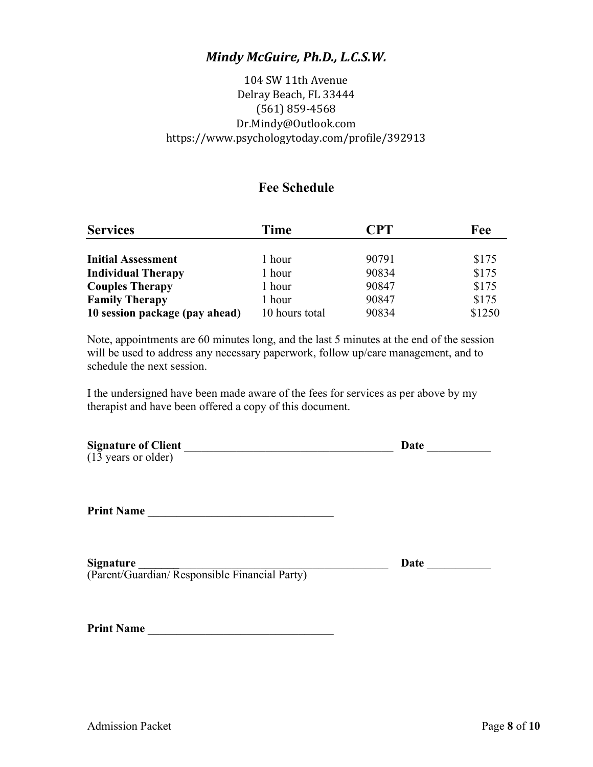# *Mindy McGuire, Ph.D., L.C.S.W.*

104 SW 11th Avenue
Delray Beach, FL 33444
(561) 859-4568
Dr.Mindy@Outlook.com
https://www.psychologytoday.com/profile/392913

## Fee Schedule

| **Services** | **Time** | **CPT** | **Fee** |
|---|---|---|---|
| **Initial Assessment** | 1 hour | 90791 | $175 |
| **Individual Therapy** | 1 hour | 90834 | $175 |
| **Couples Therapy** | 1 hour | 90847 | $175 |
| **Family Therapy** | 1 hour | 90847 | $175 |
| **10 session package (pay ahead)** | 10 hours total | 90834 | $1250 |

Note, appointments are 60 minutes long, and the last 5 minutes at the end of the session will be used to address any necessary paperwork, follow up/care management, and to schedule the next session.

I the undersigned have been made aware of the fees for services as per above by my therapist and have been offered a copy of this document.

**Signature of Client** ____________________________________ **Date** ___________
(13 years or older)

**Print Name** ________________________________

**Signature** ____________________________________________ **Date** ___________
(Parent/Guardian/ Responsible Financial Party)

**Print Name** ________________________________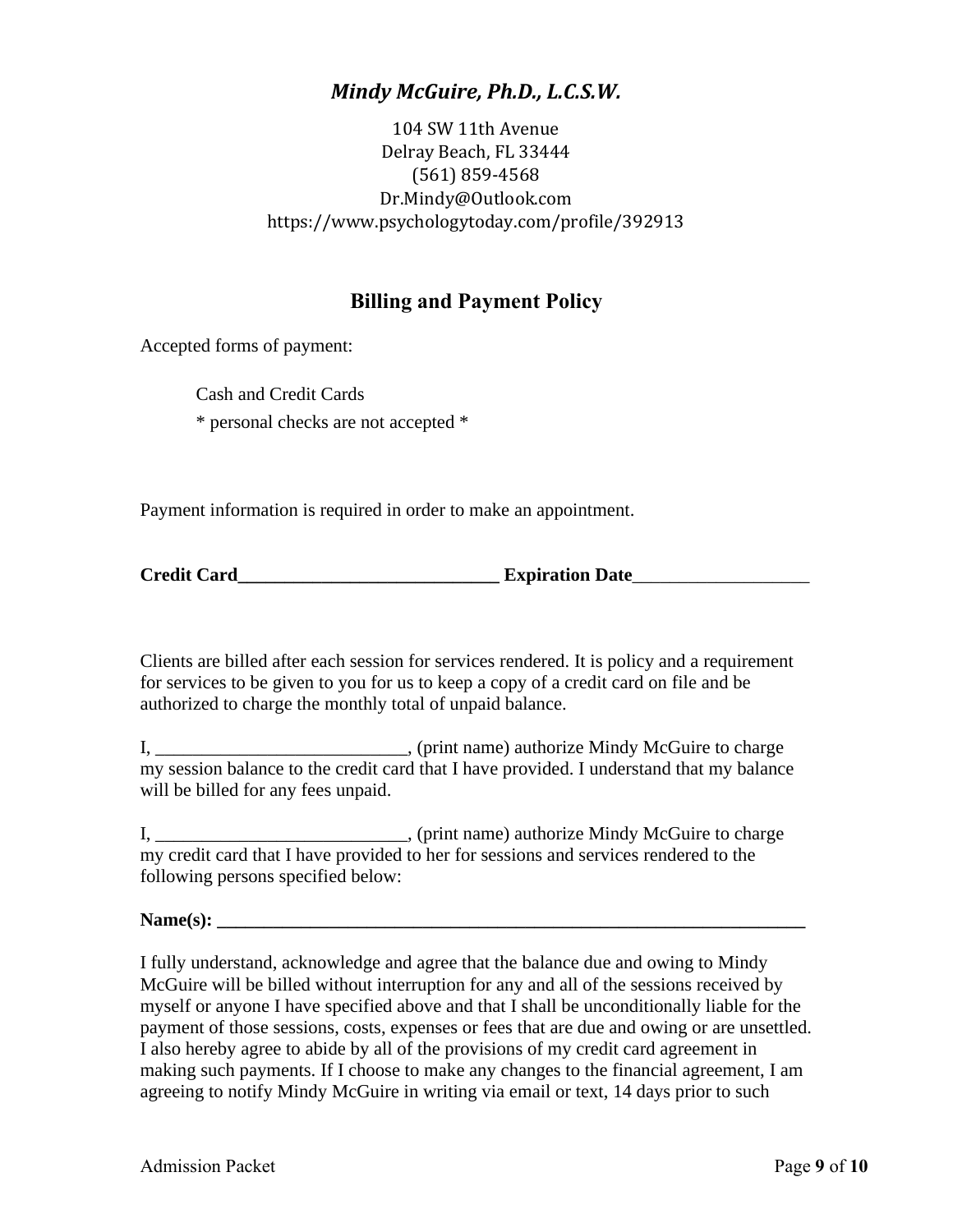## *Mindy McGuire, Ph.D., L.C.S.W.*

104 SW 11th Avenue
Delray Beach, FL 33444
(561) 859-4568
Dr.Mindy@Outlook.com
https://www.psychologytoday.com/profile/392913

## Billing and Payment Policy

Accepted forms of payment:

Cash and Credit Cards
* personal checks are not accepted *

Payment information is required in order to make an appointment.

**Credit Card_____________________________ Expiration Date**___________________

Clients are billed after each session for services rendered. It is policy and a requirement for services to be given to you for us to keep a copy of a credit card on file and be authorized to charge the monthly total of unpaid balance.

I, ___________________________, (print name) authorize Mindy McGuire to charge my session balance to the credit card that I have provided. I understand that my balance will be billed for any fees unpaid.

I, ___________________________, (print name) authorize Mindy McGuire to charge my credit card that I have provided to her for sessions and services rendered to the following persons specified below:

**Name(s): ________________________________________________________________**

I fully understand, acknowledge and agree that the balance due and owing to Mindy McGuire will be billed without interruption for any and all of the sessions received by myself or anyone I have specified above and that I shall be unconditionally liable for the payment of those sessions, costs, expenses or fees that are due and owing or are unsettled. I also hereby agree to abide by all of the provisions of my credit card agreement in making such payments. If I choose to make any changes to the financial agreement, I am agreeing to notify Mindy McGuire in writing via email or text, 14 days prior to such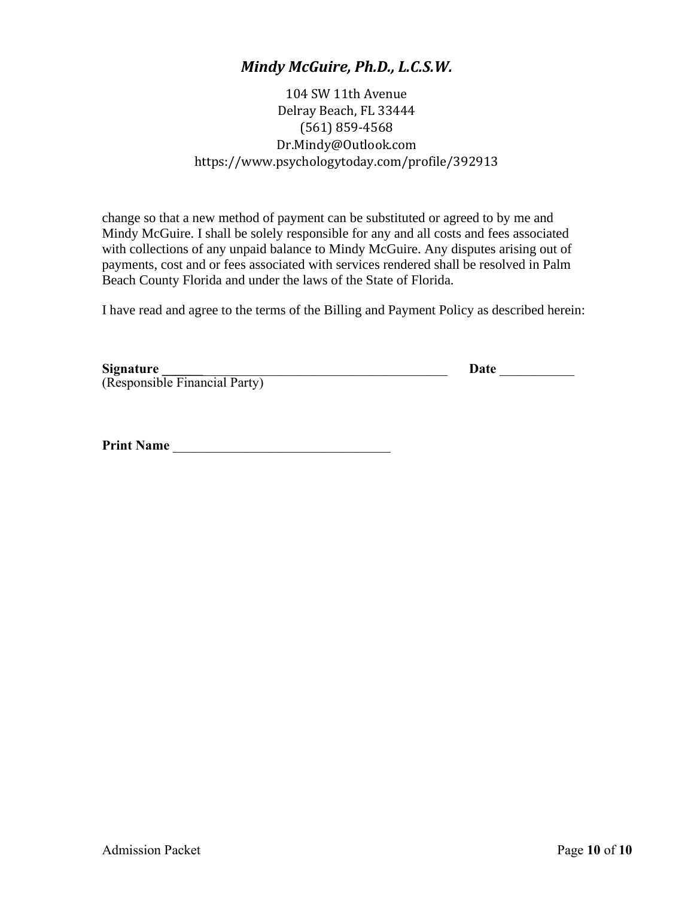*Mindy McGuire, Ph.D., L.C.S.W.*

104 SW 11th Avenue
Delray Beach, FL 33444
(561) 859-4568
Dr.Mindy@Outlook.com
https://www.psychologytoday.com/profile/392913

change so that a new method of payment can be substituted or agreed to by me and Mindy McGuire. I shall be solely responsible for any and all costs and fees associated with collections of any unpaid balance to Mindy McGuire. Any disputes arising out of payments, cost and or fees associated with services rendered shall be resolved in Palm Beach County Florida and under the laws of the State of Florida.

I have read and agree to the terms of the Billing and Payment Policy as described herein:

**Signature** ____________________________________________ **Date** ___________
(Responsible Financial Party)

**Print Name** ________________________________